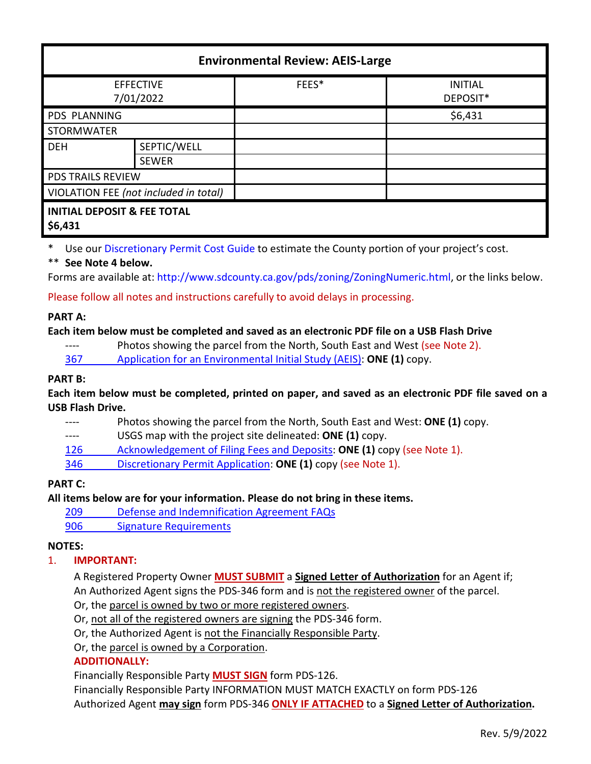| Environmental Review: AEIS-Large | | | |
|---|---|---|---|
| EFFECTIVE 7/01/2022 | | FEES* | INITIAL DEPOSIT* |
| PDS PLANNING | | | $6,431 |
| STORMWATER | | | |
| DEH | SEPTIC/WELL | | |
| | SEWER | | |
| PDS TRAILS REVIEW | | | |
| VIOLATION FEE *(not included in total)* | | | |
| **INITIAL DEPOSIT & FEE TOTAL $6,431** | | | |

\* Use our Discretionary Permit Cost Guide to estimate the County portion of your project's cost.

\*\* **See Note 4 below.**

Forms are available at: http://www.sdcounty.ca.gov/pds/zoning/ZoningNumeric.html, or the links below.

Please follow all notes and instructions carefully to avoid delays in processing.

**PART A:**

**Each item below must be completed and saved as an electronic PDF file on a USB Flash Drive**

- ---- Photos showing the parcel from the North, South East and West (see Note 2).
- 367 Application for an Environmental Initial Study (AEIS): **ONE (1)** copy.

**PART B:**

**Each item below must be completed, printed on paper, and saved as an electronic PDF file saved on a USB Flash Drive.**

- ---- Photos showing the parcel from the North, South East and West: **ONE (1)** copy.
- ---- USGS map with the project site delineated: **ONE (1)** copy.
- 126 Acknowledgement of Filing Fees and Deposits: **ONE (1)** copy (see Note 1).
- 346 Discretionary Permit Application: **ONE (1)** copy (see Note 1).

**PART C:**

**All items below are for your information. Please do not bring in these items.**

- 209 Defense and Indemnification Agreement FAQs
- 906 Signature Requirements

**NOTES:**

1. **IMPORTANT:**

   A Registered Property Owner **MUST SUBMIT** a **Signed Letter of Authorization** for an Agent if;
   An Authorized Agent signs the PDS-346 form and is not the registered owner of the parcel.
   Or, the parcel is owned by two or more registered owners.
   Or, not all of the registered owners are signing the PDS-346 form.
   Or, the Authorized Agent is not the Financially Responsible Party.
   Or, the parcel is owned by a Corporation.

   **ADDITIONALLY:**

   Financially Responsible Party **MUST SIGN** form PDS-126.
   Financially Responsible Party INFORMATION MUST MATCH EXACTLY on form PDS-126
   Authorized Agent **may sign** form PDS-346 **ONLY IF ATTACHED** to a **Signed Letter of Authorization.**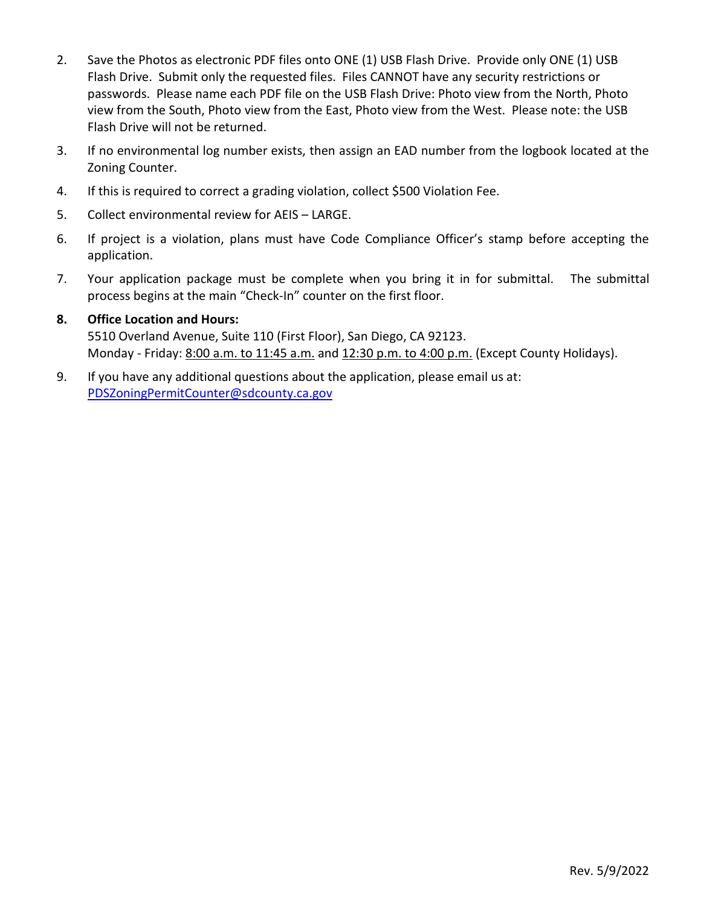2. Save the Photos as electronic PDF files onto ONE (1) USB Flash Drive. Provide only ONE (1) USB Flash Drive. Submit only the requested files. Files CANNOT have any security restrictions or passwords. Please name each PDF file on the USB Flash Drive: Photo view from the North, Photo view from the South, Photo view from the East, Photo view from the West. Please note: the USB Flash Drive will not be returned.

3. If no environmental log number exists, then assign an EAD number from the logbook located at the Zoning Counter.

4. If this is required to correct a grading violation, collect $500 Violation Fee.

5. Collect environmental review for AEIS – LARGE.

6. If project is a violation, plans must have Code Compliance Officer's stamp before accepting the application.

7. Your application package must be complete when you bring it in for submittal. The submittal process begins at the main "Check-In" counter on the first floor.

8. **Office Location and Hours:**
   5510 Overland Avenue, Suite 110 (First Floor), San Diego, CA 92123.
   Monday - Friday: 8:00 a.m. to 11:45 a.m. and 12:30 p.m. to 4:00 p.m. (Except County Holidays).

9. If you have any additional questions about the application, please email us at: PDSZoningPermitCounter@sdcounty.ca.gov

Rev. 5/9/2022